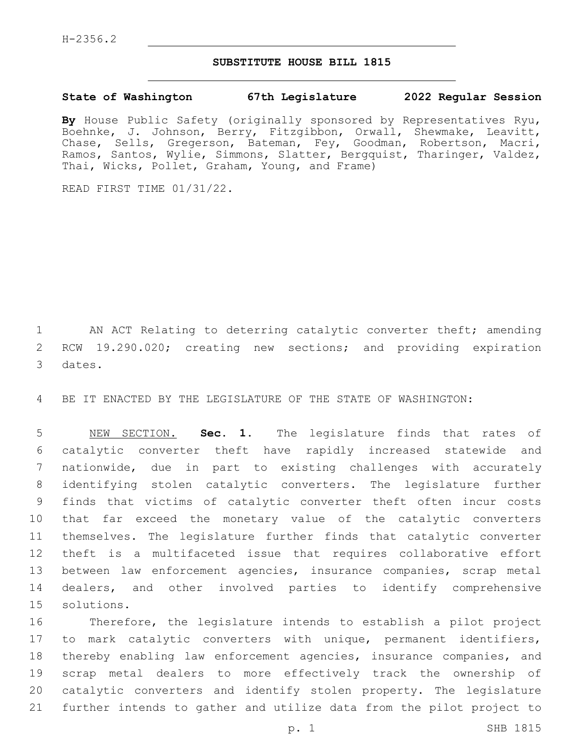H-2356.2

## SUBSTITUTE HOUSE BILL 1815

**State of Washington 67th Legislature 2022 Regular Session**

**By** House Public Safety (originally sponsored by Representatives Ryu, Boehnke, J. Johnson, Berry, Fitzgibbon, Orwall, Shewmake, Leavitt, Chase, Sells, Gregerson, Bateman, Fey, Goodman, Robertson, Macri, Ramos, Santos, Wylie, Simmons, Slatter, Bergquist, Tharinger, Valdez, Thai, Wicks, Pollet, Graham, Young, and Frame)

READ FIRST TIME 01/31/22.

AN ACT Relating to deterring catalytic converter theft; amending RCW 19.290.020; creating new sections; and providing expiration dates.

BE IT ENACTED BY THE LEGISLATURE OF THE STATE OF WASHINGTON:

NEW SECTION. **Sec. 1.** The legislature finds that rates of catalytic converter theft have rapidly increased statewide and nationwide, due in part to existing challenges with accurately identifying stolen catalytic converters. The legislature further finds that victims of catalytic converter theft often incur costs that far exceed the monetary value of the catalytic converters themselves. The legislature further finds that catalytic converter theft is a multifaceted issue that requires collaborative effort between law enforcement agencies, insurance companies, scrap metal dealers, and other involved parties to identify comprehensive solutions.

Therefore, the legislature intends to establish a pilot project to mark catalytic converters with unique, permanent identifiers, thereby enabling law enforcement agencies, insurance companies, and scrap metal dealers to more effectively track the ownership of catalytic converters and identify stolen property. The legislature further intends to gather and utilize data from the pilot project to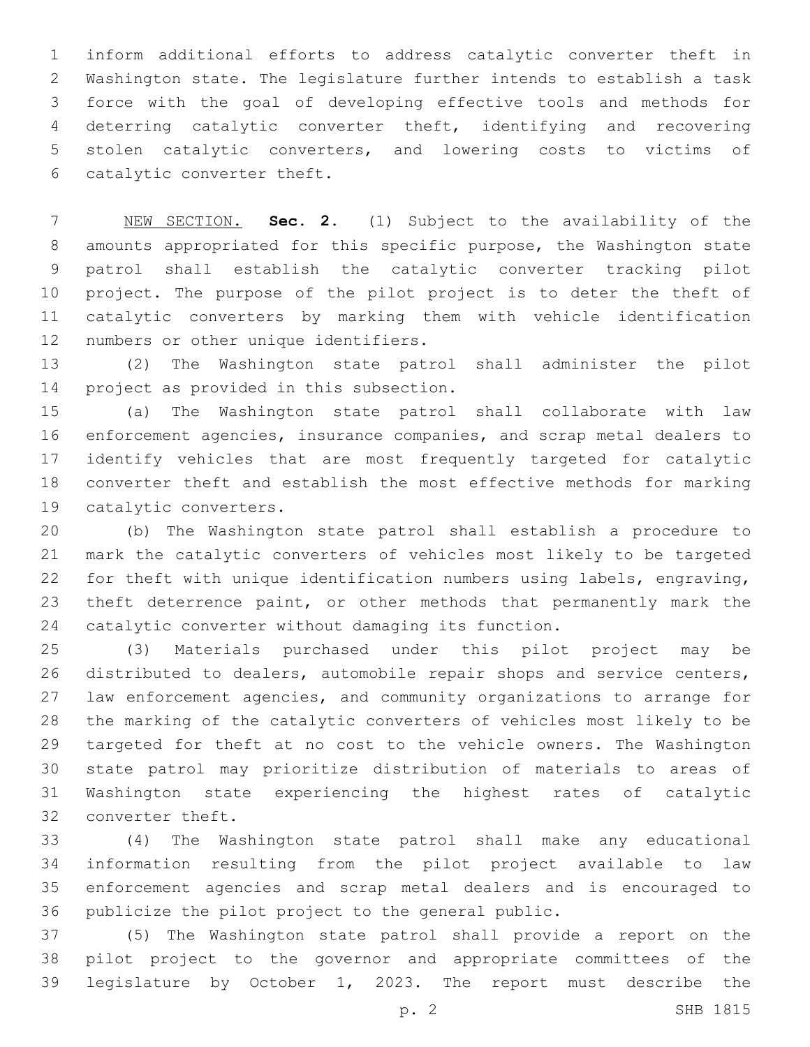inform additional efforts to address catalytic converter theft in Washington state. The legislature further intends to establish a task force with the goal of developing effective tools and methods for deterring catalytic converter theft, identifying and recovering stolen catalytic converters, and lowering costs to victims of catalytic converter theft.

NEW SECTION. **Sec. 2.** (1) Subject to the availability of the amounts appropriated for this specific purpose, the Washington state patrol shall establish the catalytic converter tracking pilot project. The purpose of the pilot project is to deter the theft of catalytic converters by marking them with vehicle identification numbers or other unique identifiers.

(2) The Washington state patrol shall administer the pilot project as provided in this subsection.

(a) The Washington state patrol shall collaborate with law enforcement agencies, insurance companies, and scrap metal dealers to identify vehicles that are most frequently targeted for catalytic converter theft and establish the most effective methods for marking catalytic converters.

(b) The Washington state patrol shall establish a procedure to mark the catalytic converters of vehicles most likely to be targeted for theft with unique identification numbers using labels, engraving, theft deterrence paint, or other methods that permanently mark the catalytic converter without damaging its function.

(3) Materials purchased under this pilot project may be distributed to dealers, automobile repair shops and service centers, law enforcement agencies, and community organizations to arrange for the marking of the catalytic converters of vehicles most likely to be targeted for theft at no cost to the vehicle owners. The Washington state patrol may prioritize distribution of materials to areas of Washington state experiencing the highest rates of catalytic converter theft.

(4) The Washington state patrol shall make any educational information resulting from the pilot project available to law enforcement agencies and scrap metal dealers and is encouraged to publicize the pilot project to the general public.

(5) The Washington state patrol shall provide a report on the pilot project to the governor and appropriate committees of the legislature by October 1, 2023. The report must describe the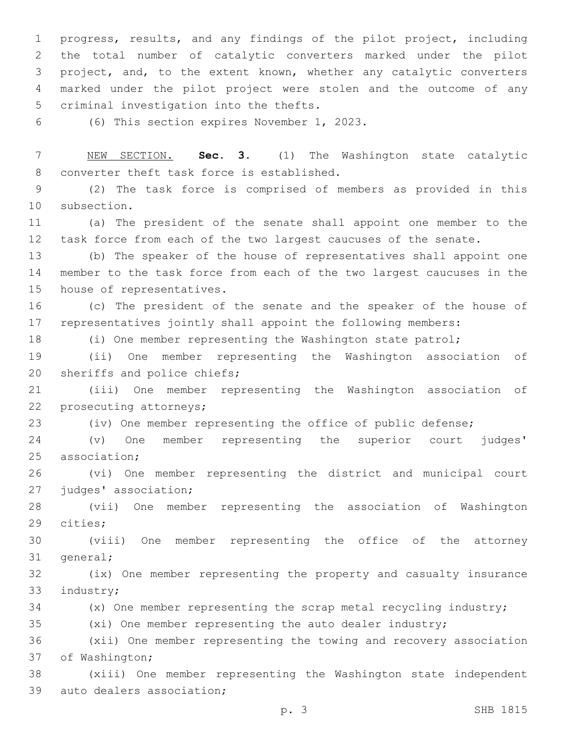progress, results, and any findings of the pilot project, including the total number of catalytic converters marked under the pilot project, and, to the extent known, whether any catalytic converters marked under the pilot project were stolen and the outcome of any criminal investigation into the thefts.

(6) This section expires November 1, 2023.

NEW SECTION. **Sec. 3.** (1) The Washington state catalytic converter theft task force is established.

(2) The task force is comprised of members as provided in this subsection.

(a) The president of the senate shall appoint one member to the task force from each of the two largest caucuses of the senate.

(b) The speaker of the house of representatives shall appoint one member to the task force from each of the two largest caucuses in the house of representatives.

(c) The president of the senate and the speaker of the house of representatives jointly shall appoint the following members:

(i) One member representing the Washington state patrol;

(ii) One member representing the Washington association of sheriffs and police chiefs;

(iii) One member representing the Washington association of prosecuting attorneys;

(iv) One member representing the office of public defense;

(v) One member representing the superior court judges' association;

(vi) One member representing the district and municipal court judges' association;

(vii) One member representing the association of Washington cities;

(viii) One member representing the office of the attorney general;

(ix) One member representing the property and casualty insurance industry;

(x) One member representing the scrap metal recycling industry;

(xi) One member representing the auto dealer industry;

(xii) One member representing the towing and recovery association of Washington;

(xiii) One member representing the Washington state independent auto dealers association;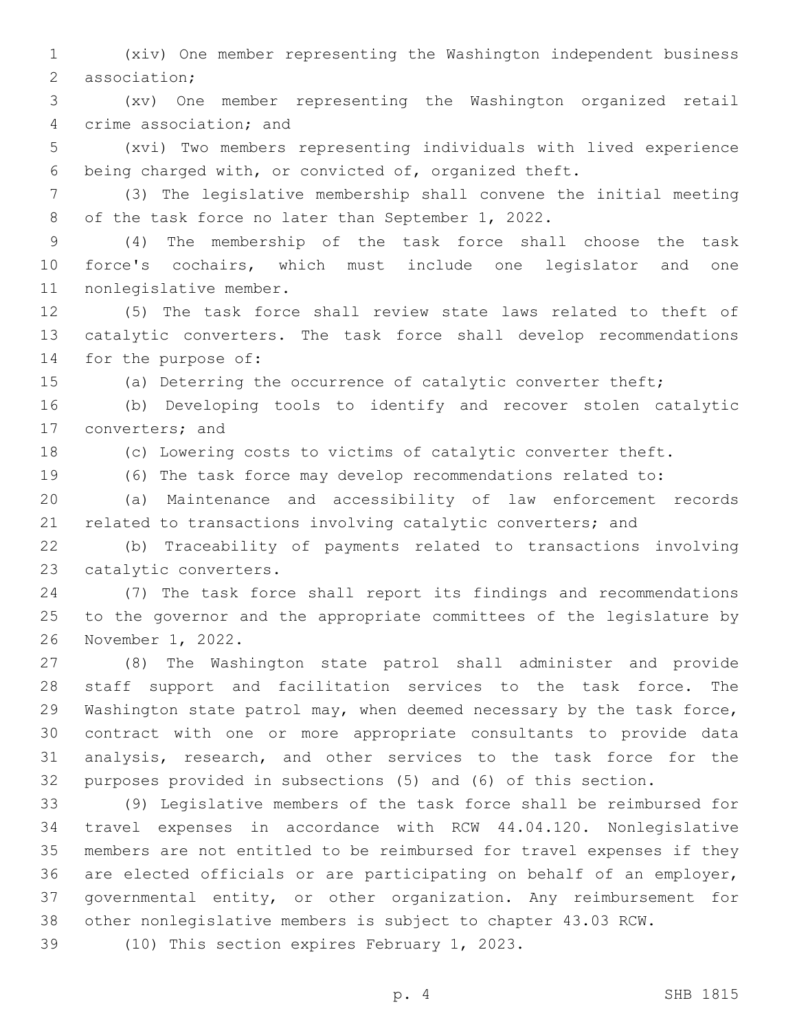(xiv) One member representing the Washington independent business association;

(xv) One member representing the Washington organized retail crime association; and

(xvi) Two members representing individuals with lived experience being charged with, or convicted of, organized theft.

(3) The legislative membership shall convene the initial meeting of the task force no later than September 1, 2022.

(4) The membership of the task force shall choose the task force's cochairs, which must include one legislator and one nonlegislative member.

(5) The task force shall review state laws related to theft of catalytic converters. The task force shall develop recommendations for the purpose of:

(a) Deterring the occurrence of catalytic converter theft;

(b) Developing tools to identify and recover stolen catalytic converters; and

(c) Lowering costs to victims of catalytic converter theft.

(6) The task force may develop recommendations related to:

(a) Maintenance and accessibility of law enforcement records related to transactions involving catalytic converters; and

(b) Traceability of payments related to transactions involving catalytic converters.

(7) The task force shall report its findings and recommendations to the governor and the appropriate committees of the legislature by November 1, 2022.

(8) The Washington state patrol shall administer and provide staff support and facilitation services to the task force. The Washington state patrol may, when deemed necessary by the task force, contract with one or more appropriate consultants to provide data analysis, research, and other services to the task force for the purposes provided in subsections (5) and (6) of this section.

(9) Legislative members of the task force shall be reimbursed for travel expenses in accordance with RCW 44.04.120. Nonlegislative members are not entitled to be reimbursed for travel expenses if they are elected officials or are participating on behalf of an employer, governmental entity, or other organization. Any reimbursement for other nonlegislative members is subject to chapter 43.03 RCW.

(10) This section expires February 1, 2023.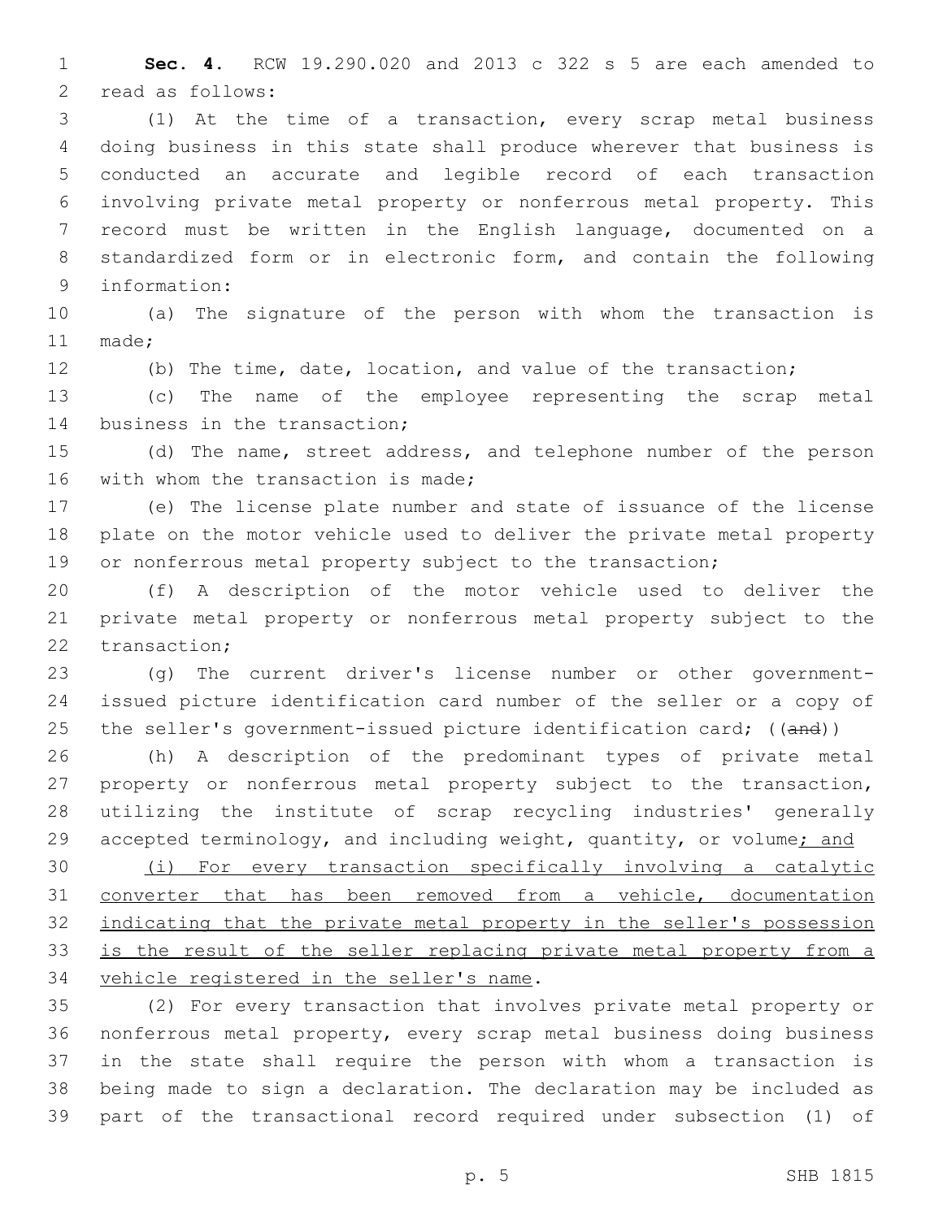**Sec. 4.** RCW 19.290.020 and 2013 c 322 s 5 are each amended to read as follows:

(1) At the time of a transaction, every scrap metal business doing business in this state shall produce wherever that business is conducted an accurate and legible record of each transaction involving private metal property or nonferrous metal property. This record must be written in the English language, documented on a standardized form or in electronic form, and contain the following information:

(a) The signature of the person with whom the transaction is made;

(b) The time, date, location, and value of the transaction;

(c) The name of the employee representing the scrap metal business in the transaction;

(d) The name, street address, and telephone number of the person with whom the transaction is made;

(e) The license plate number and state of issuance of the license plate on the motor vehicle used to deliver the private metal property or nonferrous metal property subject to the transaction;

(f) A description of the motor vehicle used to deliver the private metal property or nonferrous metal property subject to the transaction;

(g) The current driver's license number or other government-issued picture identification card number of the seller or a copy of the seller's government-issued picture identification card; ((~~and~~))

(h) A description of the predominant types of private metal property or nonferrous metal property subject to the transaction, utilizing the institute of scrap recycling industries' generally accepted terminology, and including weight, quantity, or volume<u>; and</u>

<u>(i) For every transaction specifically involving a catalytic converter that has been removed from a vehicle, documentation indicating that the private metal property in the seller's possession is the result of the seller replacing private metal property from a vehicle registered in the seller's name</u>.

(2) For every transaction that involves private metal property or nonferrous metal property, every scrap metal business doing business in the state shall require the person with whom a transaction is being made to sign a declaration. The declaration may be included as part of the transactional record required under subsection (1) of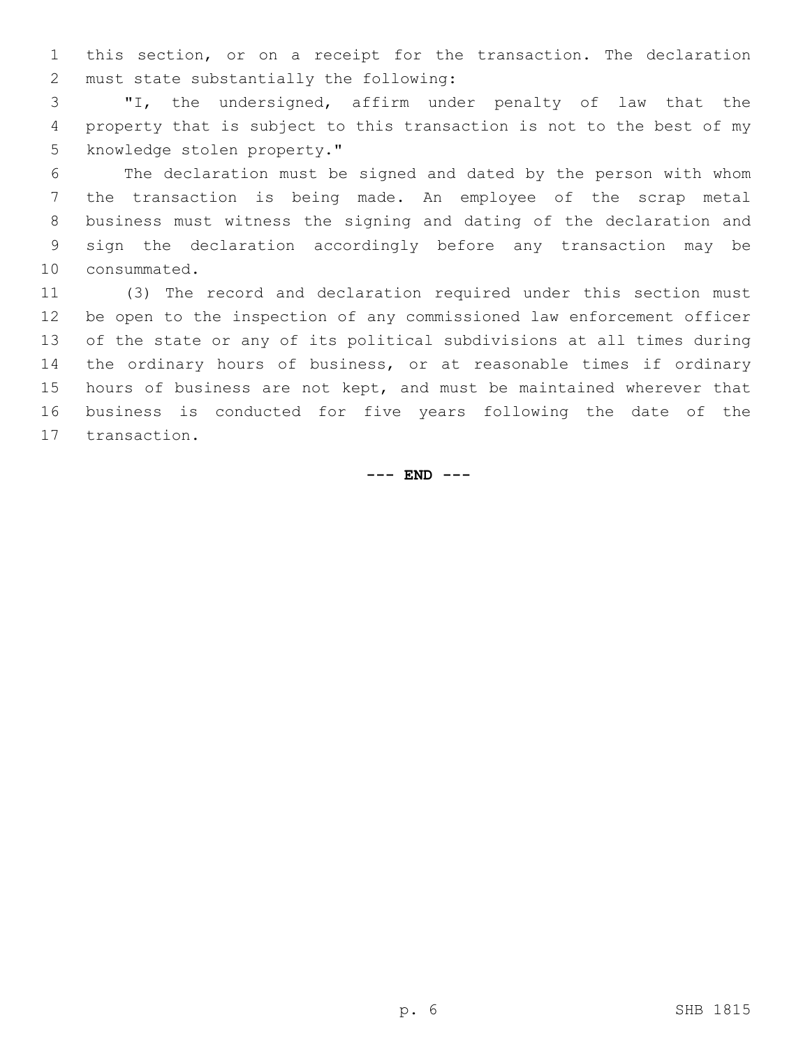this section, or on a receipt for the transaction. The declaration must state substantially the following:

"I, the undersigned, affirm under penalty of law that the property that is subject to this transaction is not to the best of my knowledge stolen property."

The declaration must be signed and dated by the person with whom the transaction is being made. An employee of the scrap metal business must witness the signing and dating of the declaration and sign the declaration accordingly before any transaction may be consummated.

(3) The record and declaration required under this section must be open to the inspection of any commissioned law enforcement officer of the state or any of its political subdivisions at all times during the ordinary hours of business, or at reasonable times if ordinary hours of business are not kept, and must be maintained wherever that business is conducted for five years following the date of the transaction.

**--- END ---**